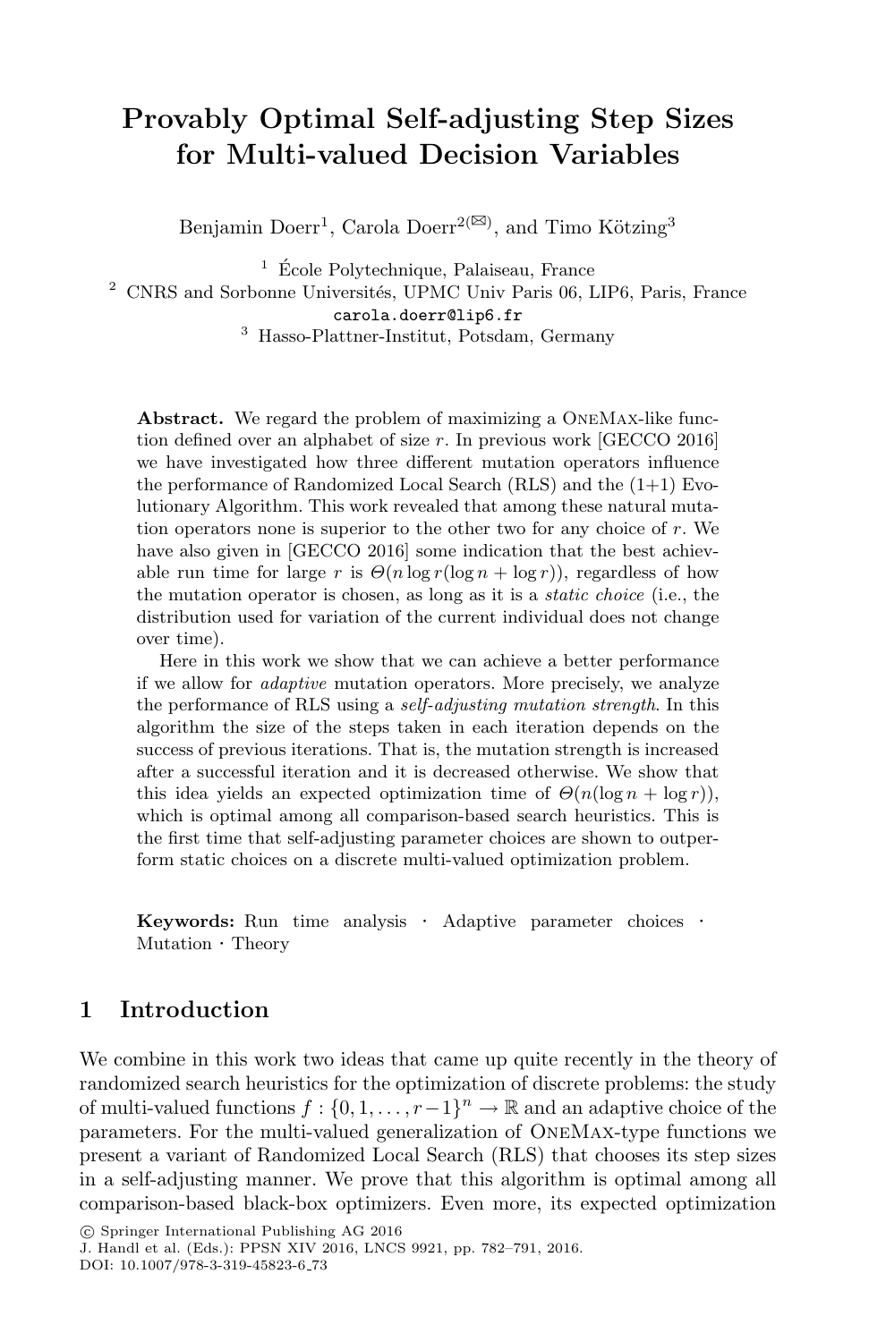# Provably Optimal Self-adjusting Step Sizes for Multi-valued Decision Variables

Benjamin Doerr[1], Carola Doerr[2](✉), and Timo Kötzing[3]

[1] École Polytechnique, Palaiseau, France
[2] CNRS and Sorbonne Universités, UPMC Univ Paris 06, LIP6, Paris, France
carola.doerr@lip6.fr
[3] Hasso-Plattner-Institut, Potsdam, Germany

**Abstract.** We regard the problem of maximizing a OneMax-like function defined over an alphabet of size $r$. In previous work [GECCO 2016] we have investigated how three different mutation operators influence the performance of Randomized Local Search (RLS) and the (1+1) Evolutionary Algorithm. This work revealed that among these natural mutation operators none is superior to the other two for any choice of $r$. We have also given in [GECCO 2016] some indication that the best achievable run time for large $r$ is $\Theta(n \log r(\log n + \log r))$, regardless of how the mutation operator is chosen, as long as it is a *static choice* (i.e., the distribution used for variation of the current individual does not change over time).

Here in this work we show that we can achieve a better performance if we allow for *adaptive* mutation operators. More precisely, we analyze the performance of RLS using a *self-adjusting mutation strength*. In this algorithm the size of the steps taken in each iteration depends on the success of previous iterations. That is, the mutation strength is increased after a successful iteration and it is decreased otherwise. We show that this idea yields an expected optimization time of $\Theta(n(\log n + \log r))$, which is optimal among all comparison-based search heuristics. This is the first time that self-adjusting parameter choices are shown to outperform static choices on a discrete multi-valued optimization problem.

**Keywords:** Run time analysis · Adaptive parameter choices · Mutation · Theory

## 1 Introduction

We combine in this work two ideas that came up quite recently in the theory of randomized search heuristics for the optimization of discrete problems: the study of multi-valued functions $f : \{0, 1, \ldots, r-1\}^n \to \mathbb{R}$ and an adaptive choice of the parameters. For the multi-valued generalization of OneMax-type functions we present a variant of Randomized Local Search (RLS) that chooses its step sizes in a self-adjusting manner. We prove that this algorithm is optimal among all comparison-based black-box optimizers. Even more, its expected optimization

© Springer International Publishing AG 2016
J. Handl et al. (Eds.): PPSN XIV 2016, LNCS 9921, pp. 782–791, 2016.
DOI: 10.1007/978-3-319-45823-6_73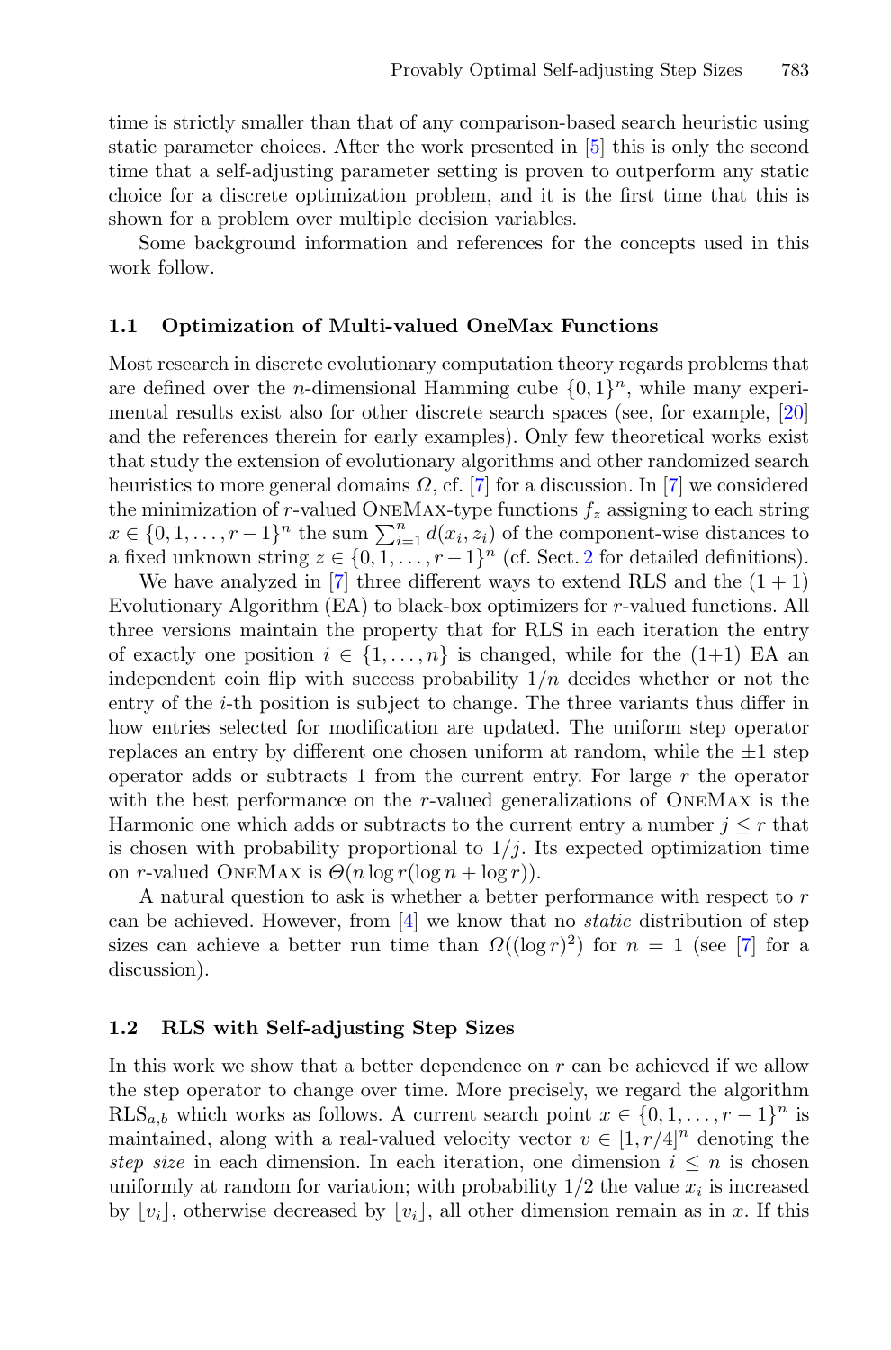time is strictly smaller than that of any comparison-based search heuristic using static parameter choices. After the work presented in [5] this is only the second time that a self-adjusting parameter setting is proven to outperform any static choice for a discrete optimization problem, and it is the first time that this is shown for a problem over multiple decision variables.

Some background information and references for the concepts used in this work follow.

### 1.1 Optimization of Multi-valued OneMax Functions

Most research in discrete evolutionary computation theory regards problems that are defined over the $n$-dimensional Hamming cube $\{0,1\}^n$, while many experimental results exist also for other discrete search spaces (see, for example, [20] and the references therein for early examples). Only few theoretical works exist that study the extension of evolutionary algorithms and other randomized search heuristics to more general domains $\Omega$, cf. [7] for a discussion. In [7] we considered the minimization of $r$-valued OneMax-type functions $f_z$ assigning to each string $x \in \{0,1,\ldots,r-1\}^n$ the sum $\sum_{i=1}^{n} d(x_i, z_i)$ of the component-wise distances to a fixed unknown string $z \in \{0,1,\ldots,r-1\}^n$ (cf. Sect. 2 for detailed definitions).

We have analyzed in [7] three different ways to extend RLS and the $(1+1)$ Evolutionary Algorithm (EA) to black-box optimizers for $r$-valued functions. All three versions maintain the property that for RLS in each iteration the entry of exactly one position $i \in \{1,\ldots,n\}$ is changed, while for the (1+1) EA an independent coin flip with success probability $1/n$ decides whether or not the entry of the $i$-th position is subject to change. The three variants thus differ in how entries selected for modification are updated. The uniform step operator replaces an entry by different one chosen uniform at random, while the $\pm 1$ step operator adds or subtracts 1 from the current entry. For large $r$ the operator with the best performance on the $r$-valued generalizations of OneMax is the Harmonic one which adds or subtracts to the current entry a number $j \leq r$ that is chosen with probability proportional to $1/j$. Its expected optimization time on $r$-valued OneMax is $\Theta(n \log r(\log n + \log r))$.

A natural question to ask is whether a better performance with respect to $r$ can be achieved. However, from [4] we know that no *static* distribution of step sizes can achieve a better run time than $\Omega((\log r)^2)$ for $n = 1$ (see [7] for a discussion).

### 1.2 RLS with Self-adjusting Step Sizes

In this work we show that a better dependence on $r$ can be achieved if we allow the step operator to change over time. More precisely, we regard the algorithm $\text{RLS}_{a,b}$ which works as follows. A current search point $x \in \{0,1,\ldots,r-1\}^n$ is maintained, along with a real-valued velocity vector $v \in [1, r/4]^n$ denoting the *step size* in each dimension. In each iteration, one dimension $i \leq n$ is chosen uniformly at random for variation; with probability $1/2$ the value $x_i$ is increased by $\lfloor v_i \rfloor$, otherwise decreased by $\lfloor v_i \rfloor$, all other dimension remain as in $x$. If this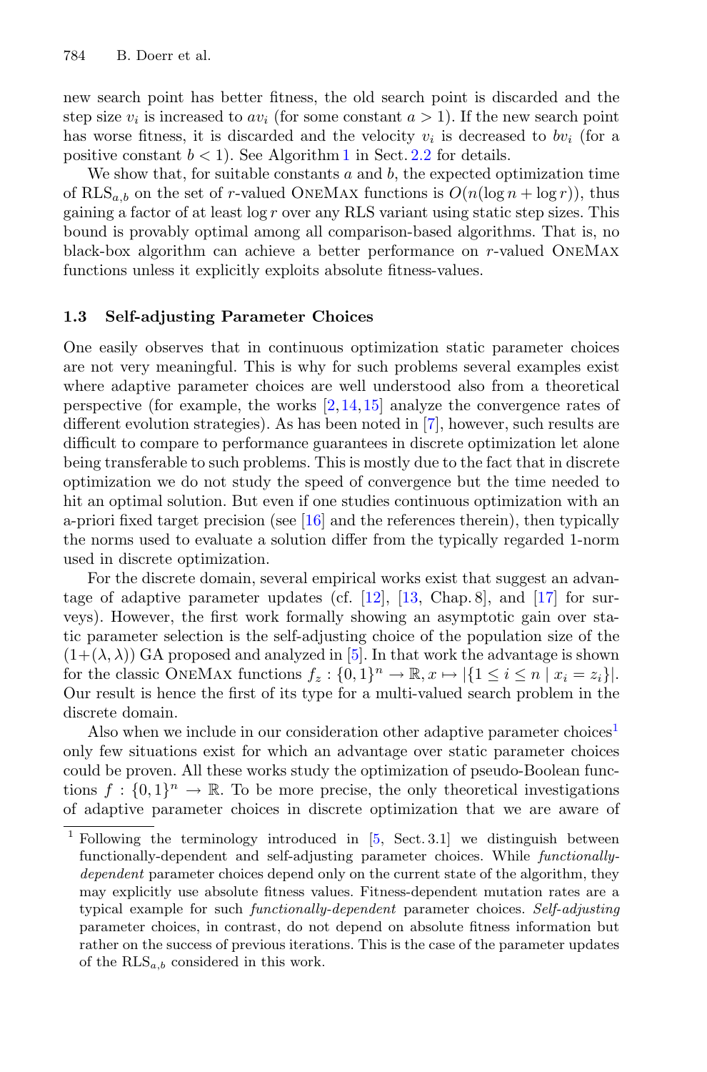new search point has better fitness, the old search point is discarded and the step size $v_i$ is increased to $av_i$ (for some constant $a > 1$). If the new search point has worse fitness, it is discarded and the velocity $v_i$ is decreased to $bv_i$ (for a positive constant $b < 1$). See Algorithm 1 in Sect. 2.2 for details.

We show that, for suitable constants $a$ and $b$, the expected optimization time of $\text{RLS}_{a,b}$ on the set of $r$-valued OneMax functions is $O(n(\log n + \log r))$, thus gaining a factor of at least $\log r$ over any RLS variant using static step sizes. This bound is provably optimal among all comparison-based algorithms. That is, no black-box algorithm can achieve a better performance on $r$-valued OneMax functions unless it explicitly exploits absolute fitness-values.

### 1.3 Self-adjusting Parameter Choices

One easily observes that in continuous optimization static parameter choices are not very meaningful. This is why for such problems several examples exist where adaptive parameter choices are well understood also from a theoretical perspective (for example, the works [2,14,15] analyze the convergence rates of different evolution strategies). As has been noted in [7], however, such results are difficult to compare to performance guarantees in discrete optimization let alone being transferable to such problems. This is mostly due to the fact that in discrete optimization we do not study the speed of convergence but the time needed to hit an optimal solution. But even if one studies continuous optimization with an a-priori fixed target precision (see [16] and the references therein), then typically the norms used to evaluate a solution differ from the typically regarded 1-norm used in discrete optimization.

For the discrete domain, several empirical works exist that suggest an advantage of adaptive parameter updates (cf. [12], [13, Chap. 8], and [17] for surveys). However, the first work formally showing an asymptotic gain over static parameter selection is the self-adjusting choice of the population size of the $(1+(\lambda, \lambda))$ GA proposed and analyzed in [5]. In that work the advantage is shown for the classic OneMax functions $f_z : \{0,1\}^n \rightarrow \mathbb{R}, x \mapsto |\{1 \leq i \leq n \mid x_i = z_i\}|$. Our result is hence the first of its type for a multi-valued search problem in the discrete domain.

Also when we include in our consideration other adaptive parameter choices[1] only few situations exist for which an advantage over static parameter choices could be proven. All these works study the optimization of pseudo-Boolean functions $f : \{0,1\}^n \rightarrow \mathbb{R}$. To be more precise, the only theoretical investigations of adaptive parameter choices in discrete optimization that we are aware of

[1] Following the terminology introduced in [5, Sect. 3.1] we distinguish between functionally-dependent and self-adjusting parameter choices. While *functionally-dependent* parameter choices depend only on the current state of the algorithm, they may explicitly use absolute fitness values. Fitness-dependent mutation rates are a typical example for such *functionally-dependent* parameter choices. *Self-adjusting* parameter choices, in contrast, do not depend on absolute fitness information but rather on the success of previous iterations. This is the case of the parameter updates of the $\text{RLS}_{a,b}$ considered in this work.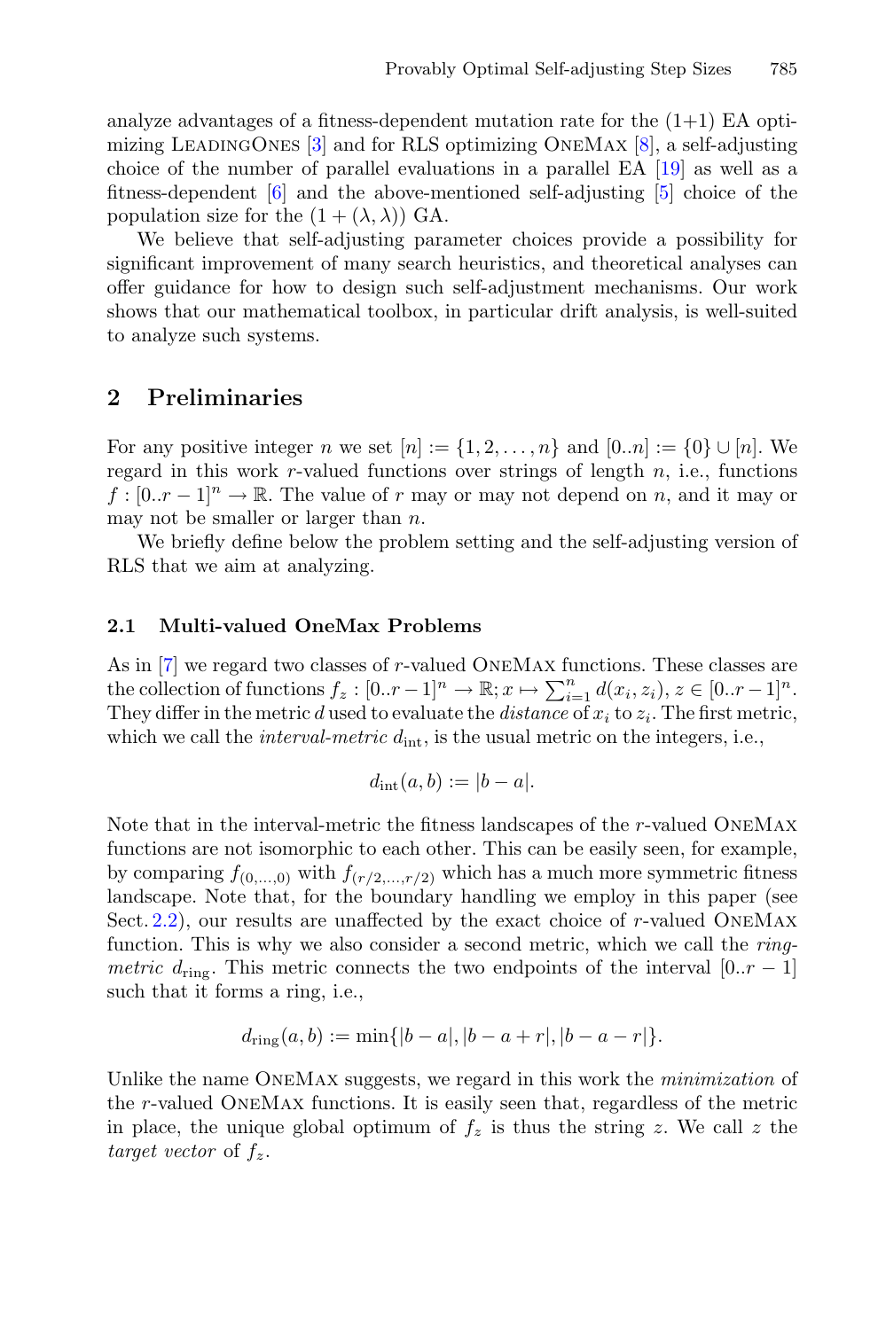analyze advantages of a fitness-dependent mutation rate for the (1+1) EA optimizing LeadingOnes [3] and for RLS optimizing OneMax [8], a self-adjusting choice of the number of parallel evaluations in a parallel EA [19] as well as a fitness-dependent [6] and the above-mentioned self-adjusting [5] choice of the population size for the $(1 + (\lambda, \lambda))$ GA.

We believe that self-adjusting parameter choices provide a possibility for significant improvement of many search heuristics, and theoretical analyses can offer guidance for how to design such self-adjustment mechanisms. Our work shows that our mathematical toolbox, in particular drift analysis, is well-suited to analyze such systems.

## 2 Preliminaries

For any positive integer $n$ we set $[n] := \{1, 2, \ldots, n\}$ and $[0..n] := \{0\} \cup [n]$. We regard in this work $r$-valued functions over strings of length $n$, i.e., functions $f : [0..r-1]^n \to \mathbb{R}$. The value of $r$ may or may not depend on $n$, and it may or may not be smaller or larger than $n$.

We briefly define below the problem setting and the self-adjusting version of RLS that we aim at analyzing.

### 2.1 Multi-valued OneMax Problems

As in [7] we regard two classes of $r$-valued OneMax functions. These classes are the collection of functions $f_z : [0..r-1]^n \to \mathbb{R}; x \mapsto \sum_{i=1}^{n} d(x_i, z_i)$, $z \in [0..r-1]^n$. They differ in the metric $d$ used to evaluate the *distance* of $x_i$ to $z_i$. The first metric, which we call the *interval-metric* $d_{\text{int}}$, is the usual metric on the integers, i.e.,

$$d_{\text{int}}(a, b) := |b - a|.$$

Note that in the interval-metric the fitness landscapes of the $r$-valued OneMax functions are not isomorphic to each other. This can be easily seen, for example, by comparing $f_{(0,\ldots,0)}$ with $f_{(r/2,\ldots,r/2)}$ which has a much more symmetric fitness landscape. Note that, for the boundary handling we employ in this paper (see Sect. 2.2), our results are unaffected by the exact choice of $r$-valued OneMax function. This is why we also consider a second metric, which we call the *ring-metric* $d_{\text{ring}}$. This metric connects the two endpoints of the interval $[0..r-1]$ such that it forms a ring, i.e.,

$$d_{\text{ring}}(a, b) := \min\{|b - a|, |b - a + r|, |b - a - r|\}.$$

Unlike the name OneMax suggests, we regard in this work the *minimization* of the $r$-valued OneMax functions. It is easily seen that, regardless of the metric in place, the unique global optimum of $f_z$ is thus the string $z$. We call $z$ the *target vector* of $f_z$.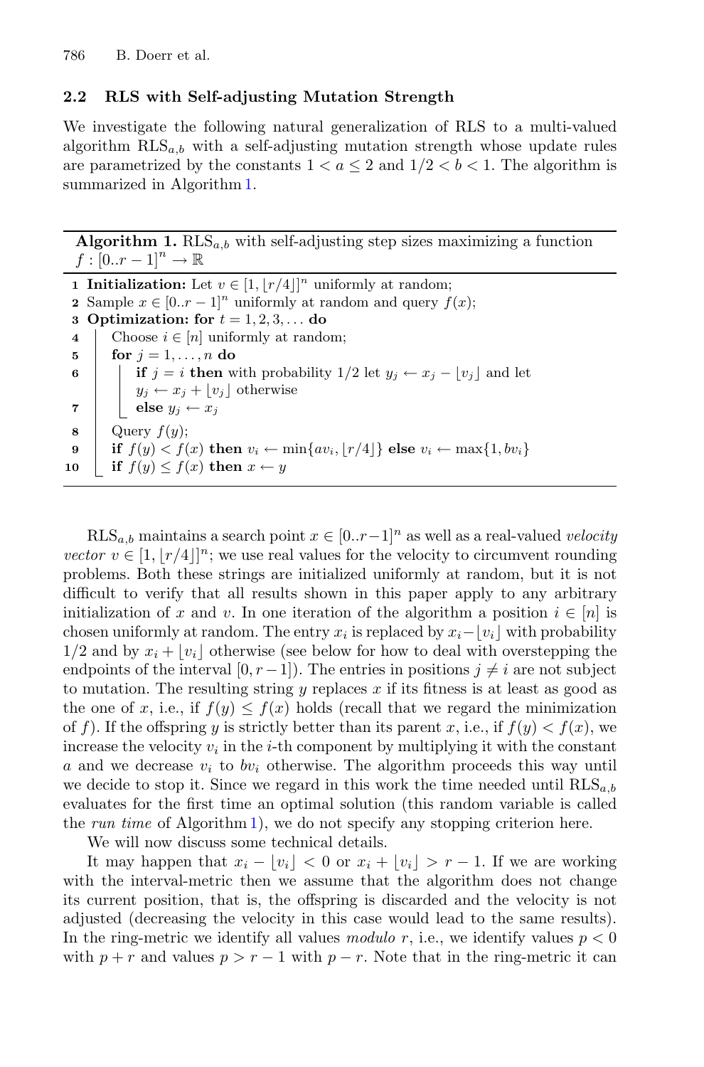## 2.2 RLS with Self-adjusting Mutation Strength

We investigate the following natural generalization of RLS to a multi-valued algorithm $\text{RLS}_{a,b}$ with a self-adjusting mutation strength whose update rules are parametrized by the constants $1 < a \leq 2$ and $1/2 < b < 1$. The algorithm is summarized in Algorithm 1.

---

**Algorithm 1.** $\text{RLS}_{a,b}$ with self-adjusting step sizes maximizing a function $f : [0..r-1]^n \to \mathbb{R}$

---

```
1  Initialization: Let v ∈ [1, ⌊r/4⌋]^n uniformly at random;
2  Sample x ∈ [0..r−1]^n uniformly at random and query f(x);
3  Optimization: for t = 1, 2, 3, ... do
4      Choose i ∈ [n] uniformly at random;
5      for j = 1, ..., n do
6          if j = i then with probability 1/2 let y_j ← x_j − ⌊v_j⌋ and let
           y_j ← x_j + ⌊v_j⌋ otherwise
7          else y_j ← x_j
8      Query f(y);
9      if f(y) < f(x) then v_i ← min{a v_i, ⌊r/4⌋} else v_i ← max{1, b v_i}
10     if f(y) ≤ f(x) then x ← y
```

---

$\text{RLS}_{a,b}$ maintains a search point $x \in [0..r-1]^n$ as well as a real-valued *velocity vector* $v \in [1, \lfloor r/4 \rfloor]^n$; we use real values for the velocity to circumvent rounding problems. Both these strings are initialized uniformly at random, but it is not difficult to verify that all results shown in this paper apply to any arbitrary initialization of $x$ and $v$. In one iteration of the algorithm a position $i \in [n]$ is chosen uniformly at random. The entry $x_i$ is replaced by $x_i - \lfloor v_i \rfloor$ with probability $1/2$ and by $x_i + \lfloor v_i \rfloor$ otherwise (see below for how to deal with overstepping the endpoints of the interval $[0, r-1]$). The entries in positions $j \neq i$ are not subject to mutation. The resulting string $y$ replaces $x$ if its fitness is at least as good as the one of $x$, i.e., if $f(y) \leq f(x)$ holds (recall that we regard the minimization of $f$). If the offspring $y$ is strictly better than its parent $x$, i.e., if $f(y) < f(x)$, we increase the velocity $v_i$ in the $i$-th component by multiplying it with the constant $a$ and we decrease $v_i$ to $b v_i$ otherwise. The algorithm proceeds this way until we decide to stop it. Since we regard in this work the time needed until $\text{RLS}_{a,b}$ evaluates for the first time an optimal solution (this random variable is called the *run time* of Algorithm 1), we do not specify any stopping criterion here.

We will now discuss some technical details.

It may happen that $x_i - \lfloor v_i \rfloor < 0$ or $x_i + \lfloor v_i \rfloor > r - 1$. If we are working with the interval-metric then we assume that the algorithm does not change its current position, that is, the offspring is discarded and the velocity is not adjusted (decreasing the velocity in this case would lead to the same results). In the ring-metric we identify all values *modulo* $r$, i.e., we identify values $p < 0$ with $p + r$ and values $p > r - 1$ with $p - r$. Note that in the ring-metric it can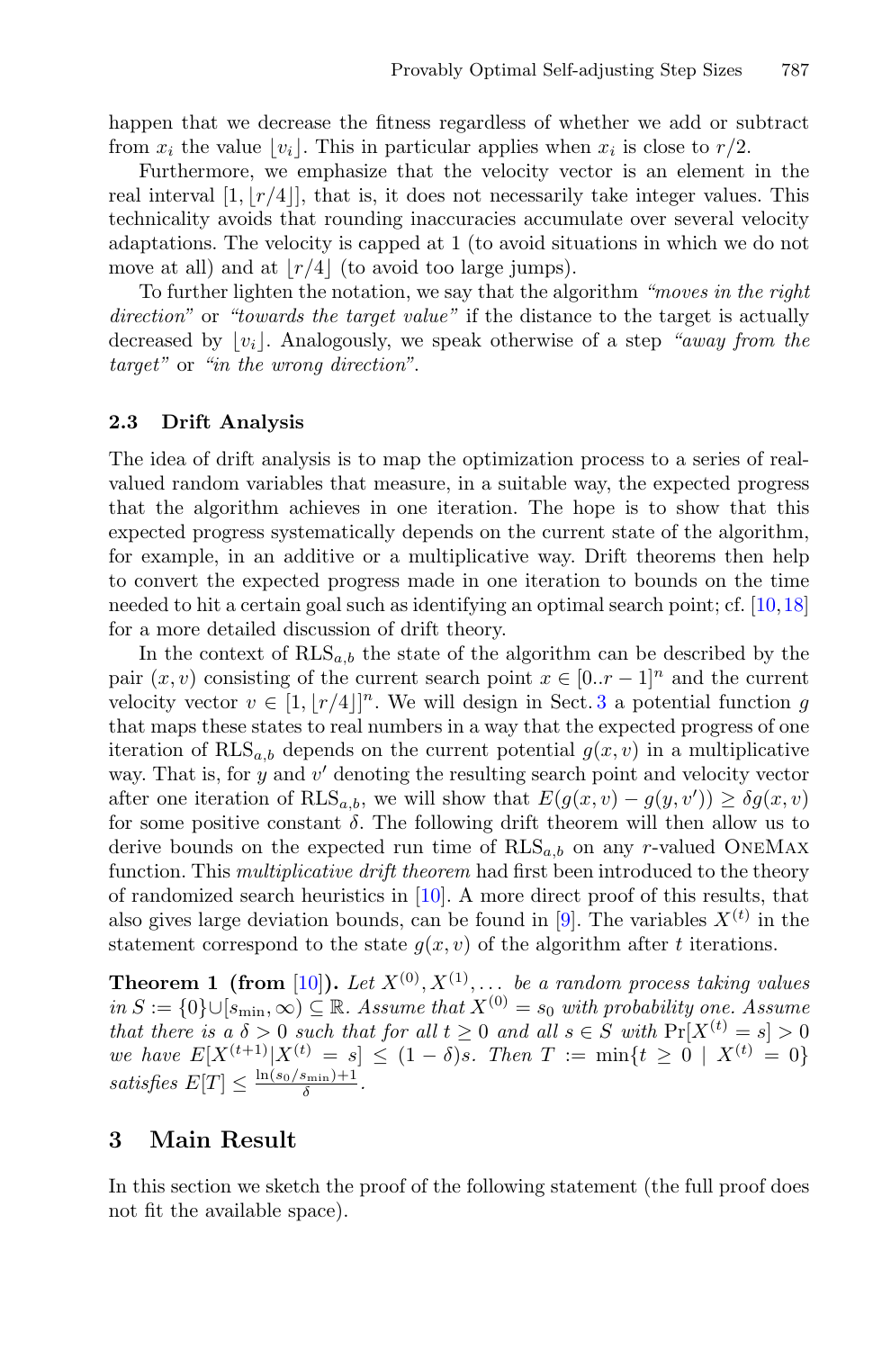happen that we decrease the fitness regardless of whether we add or subtract from $x_i$ the value $\lfloor v_i \rfloor$. This in particular applies when $x_i$ is close to $r/2$.

Furthermore, we emphasize that the velocity vector is an element in the real interval $[1, \lfloor r/4 \rfloor]$, that is, it does not necessarily take integer values. This technicality avoids that rounding inaccuracies accumulate over several velocity adaptations. The velocity is capped at 1 (to avoid situations in which we do not move at all) and at $\lfloor r/4 \rfloor$ (to avoid too large jumps).

To further lighten the notation, we say that the algorithm *"moves in the right direction"* or *"towards the target value"* if the distance to the target is actually decreased by $\lfloor v_i \rfloor$. Analogously, we speak otherwise of a step *"away from the target"* or *"in the wrong direction"*.

### 2.3 Drift Analysis

The idea of drift analysis is to map the optimization process to a series of real-valued random variables that measure, in a suitable way, the expected progress that the algorithm achieves in one iteration. The hope is to show that this expected progress systematically depends on the current state of the algorithm, for example, in an additive or a multiplicative way. Drift theorems then help to convert the expected progress made in one iteration to bounds on the time needed to hit a certain goal such as identifying an optimal search point; cf. [10,18] for a more detailed discussion of drift theory.

In the context of $\text{RLS}_{a,b}$ the state of the algorithm can be described by the pair $(x, v)$ consisting of the current search point $x \in [0..r-1]^n$ and the current velocity vector $v \in [1, \lfloor r/4 \rfloor]^n$. We will design in Sect. 3 a potential function $g$ that maps these states to real numbers in a way that the expected progress of one iteration of $\text{RLS}_{a,b}$ depends on the current potential $g(x, v)$ in a multiplicative way. That is, for $y$ and $v'$ denoting the resulting search point and velocity vector after one iteration of $\text{RLS}_{a,b}$, we will show that $E(g(x, v) - g(y, v')) \geq \delta g(x, v)$ for some positive constant $\delta$. The following drift theorem will then allow us to derive bounds on the expected run time of $\text{RLS}_{a,b}$ on any $r$-valued OneMax function. This *multiplicative drift theorem* had first been introduced to the theory of randomized search heuristics in [10]. A more direct proof of this results, that also gives large deviation bounds, can be found in [9]. The variables $X^{(t)}$ in the statement correspond to the state $g(x, v)$ of the algorithm after $t$ iterations.

**Theorem 1 (from [10]).** *Let $X^{(0)}, X^{(1)}, \ldots$ be a random process taking values in $S := \{0\} \cup [s_{\min}, \infty) \subseteq \mathbb{R}$. Assume that $X^{(0)} = s_0$ with probability one. Assume that there is a $\delta > 0$ such that for all $t \geq 0$ and all $s \in S$ with $\Pr[X^{(t)} = s] > 0$ we have $E[X^{(t+1)} | X^{(t)} = s] \leq (1 - \delta)s$. Then $T := \min\{t \geq 0 \mid X^{(t)} = 0\}$ satisfies $E[T] \leq \frac{\ln(s_0/s_{\min})+1}{\delta}$.*

## 3 Main Result

In this section we sketch the proof of the following statement (the full proof does not fit the available space).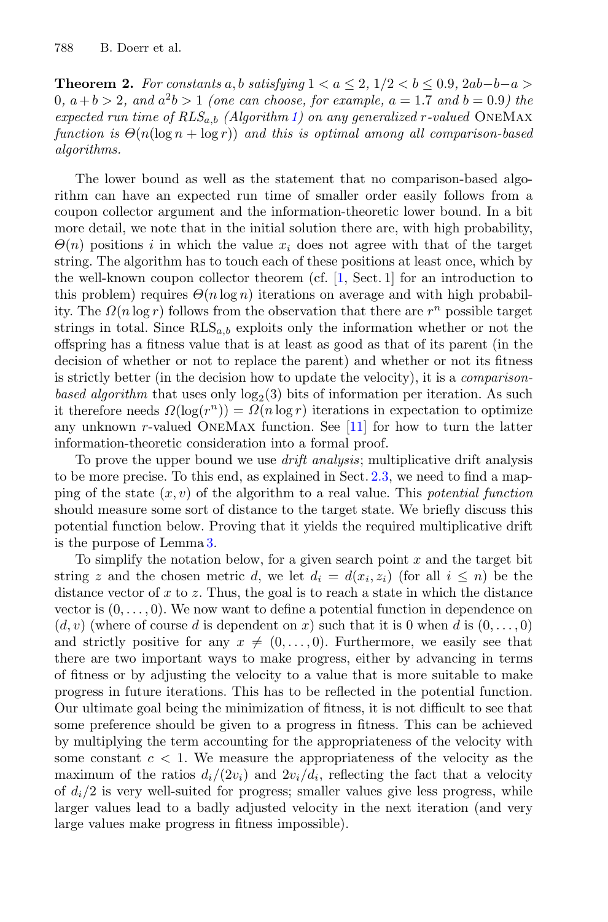**Theorem 2.** *For constants $a, b$ satisfying $1 < a \leq 2$, $1/2 < b \leq 0.9$, $2ab - b - a > 0$, $a + b > 2$, and $a^2 b > 1$ (one can choose, for example, $a = 1.7$ and $b = 0.9$) the expected run time of $RLS_{a,b}$ (Algorithm 1) on any generalized $r$-valued* OneMax *function is $\Theta(n(\log n + \log r))$ and this is optimal among all comparison-based algorithms.*

The lower bound as well as the statement that no comparison-based algorithm can have an expected run time of smaller order easily follows from a coupon collector argument and the information-theoretic lower bound. In a bit more detail, we note that in the initial solution there are, with high probability, $\Theta(n)$ positions $i$ in which the value $x_i$ does not agree with that of the target string. The algorithm has to touch each of these positions at least once, which by the well-known coupon collector theorem (cf. [1, Sect. 1] for an introduction to this problem) requires $\Theta(n \log n)$ iterations on average and with high probability. The $\Omega(n \log r)$ follows from the observation that there are $r^n$ possible target strings in total. Since $\text{RLS}_{a,b}$ exploits only the information whether or not the offspring has a fitness value that is at least as good as that of its parent (in the decision of whether or not to replace the parent) and whether or not its fitness is strictly better (in the decision how to update the velocity), it is a *comparison-based algorithm* that uses only $\log_2(3)$ bits of information per iteration. As such it therefore needs $\Omega(\log(r^n)) = \Omega(n \log r)$ iterations in expectation to optimize any unknown $r$-valued OneMax function. See [11] for how to turn the latter information-theoretic consideration into a formal proof.

To prove the upper bound we use *drift analysis*; multiplicative drift analysis to be more precise. To this end, as explained in Sect. 2.3, we need to find a mapping of the state $(x, v)$ of the algorithm to a real value. This *potential function* should measure some sort of distance to the target state. We briefly discuss this potential function below. Proving that it yields the required multiplicative drift is the purpose of Lemma 3.

To simplify the notation below, for a given search point $x$ and the target bit string $z$ and the chosen metric $d$, we let $d_i = d(x_i, z_i)$ (for all $i \leq n$) be the distance vector of $x$ to $z$. Thus, the goal is to reach a state in which the distance vector is $(0, \ldots, 0)$. We now want to define a potential function in dependence on $(d, v)$ (where of course $d$ is dependent on $x$) such that it is 0 when $d$ is $(0, \ldots, 0)$ and strictly positive for any $x \neq (0, \ldots, 0)$. Furthermore, we easily see that there are two important ways to make progress, either by advancing in terms of fitness or by adjusting the velocity to a value that is more suitable to make progress in future iterations. This has to be reflected in the potential function. Our ultimate goal being the minimization of fitness, it is not difficult to see that some preference should be given to a progress in fitness. This can be achieved by multiplying the term accounting for the appropriateness of the velocity with some constant $c < 1$. We measure the appropriateness of the velocity as the maximum of the ratios $d_i/(2v_i)$ and $2v_i/d_i$, reflecting the fact that a velocity of $d_i/2$ is very well-suited for progress; smaller values give less progress, while larger values lead to a badly adjusted velocity in the next iteration (and very large values make progress in fitness impossible).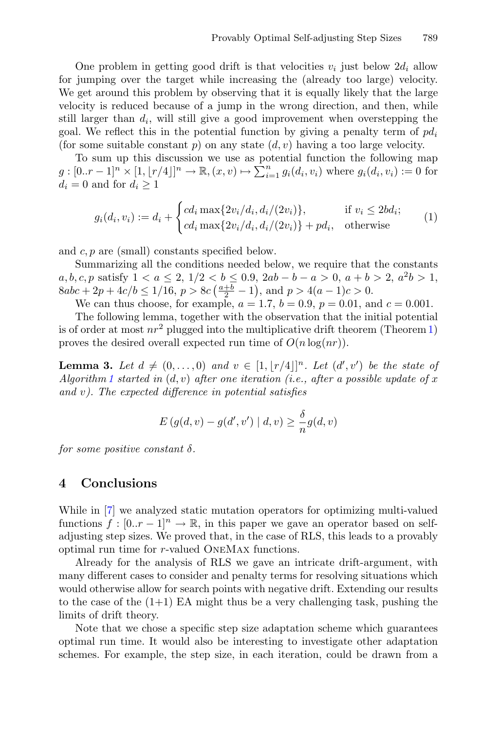One problem in getting good drift is that velocities $v_i$ just below $2d_i$ allow for jumping over the target while increasing the (already too large) velocity. We get around this problem by observing that it is equally likely that the large velocity is reduced because of a jump in the wrong direction, and then, while still larger than $d_i$, will still give a good improvement when overstepping the goal. We reflect this in the potential function by giving a penalty term of $pd_i$ (for some suitable constant $p$) on any state $(d, v)$ having a too large velocity.

To sum up this discussion we use as potential function the following map $g : [0..r-1]^n \times [1, \lfloor r/4 \rfloor]^n \to \mathbb{R}, (x, v) \mapsto \sum_{i=1}^{n} g_i(d_i, v_i)$ where $g_i(d_i, v_i) := 0$ for $d_i = 0$ and for $d_i \geq 1$

$$g_i(d_i, v_i) := d_i + \begin{cases} cd_i \max\{2v_i/d_i, d_i/(2v_i)\}, & \text{if } v_i \leq 2bd_i; \\ cd_i \max\{2v_i/d_i, d_i/(2v_i)\} + pd_i, & \text{otherwise} \end{cases} \tag{1}$$

and $c, p$ are (small) constants specified below.

Summarizing all the conditions needed below, we require that the constants $a, b, c, p$ satisfy $1 < a \leq 2$, $1/2 < b \leq 0.9$, $2ab - b - a > 0$, $a + b > 2$, $a^2 b > 1$, $8abc + 2p + 4c/b \leq 1/16$, $p > 8c\left(\frac{a+b}{2} - 1\right)$, and $p > 4(a-1)c > 0$.

We can thus choose, for example, $a = 1.7$, $b = 0.9$, $p = 0.01$, and $c = 0.001$.

The following lemma, together with the observation that the initial potential is of order at most $nr^2$ plugged into the multiplicative drift theorem (Theorem 1) proves the desired overall expected run time of $O(n \log(nr))$.

**Lemma 3.** *Let $d \neq (0, \ldots, 0)$ and $v \in [1, \lfloor r/4 \rfloor]^n$. Let $(d', v')$ be the state of Algorithm 1 started in $(d, v)$ after one iteration (i.e., after a possible update of $x$ and $v$). The expected difference in potential satisfies*

$$E\left(g(d, v) - g(d', v') \mid d, v\right) \geq \frac{\delta}{n} g(d, v)$$

*for some positive constant $\delta$.*

## 4 Conclusions

While in [7] we analyzed static mutation operators for optimizing multi-valued functions $f : [0..r-1]^n \to \mathbb{R}$, in this paper we gave an operator based on self-adjusting step sizes. We proved that, in the case of RLS, this leads to a provably optimal run time for $r$-valued OneMax functions.

Already for the analysis of RLS we gave an intricate drift-argument, with many different cases to consider and penalty terms for resolving situations which would otherwise allow for search points with negative drift. Extending our results to the case of the (1+1) EA might thus be a very challenging task, pushing the limits of drift theory.

Note that we chose a specific step size adaptation scheme which guarantees optimal run time. It would also be interesting to investigate other adaptation schemes. For example, the step size, in each iteration, could be drawn from a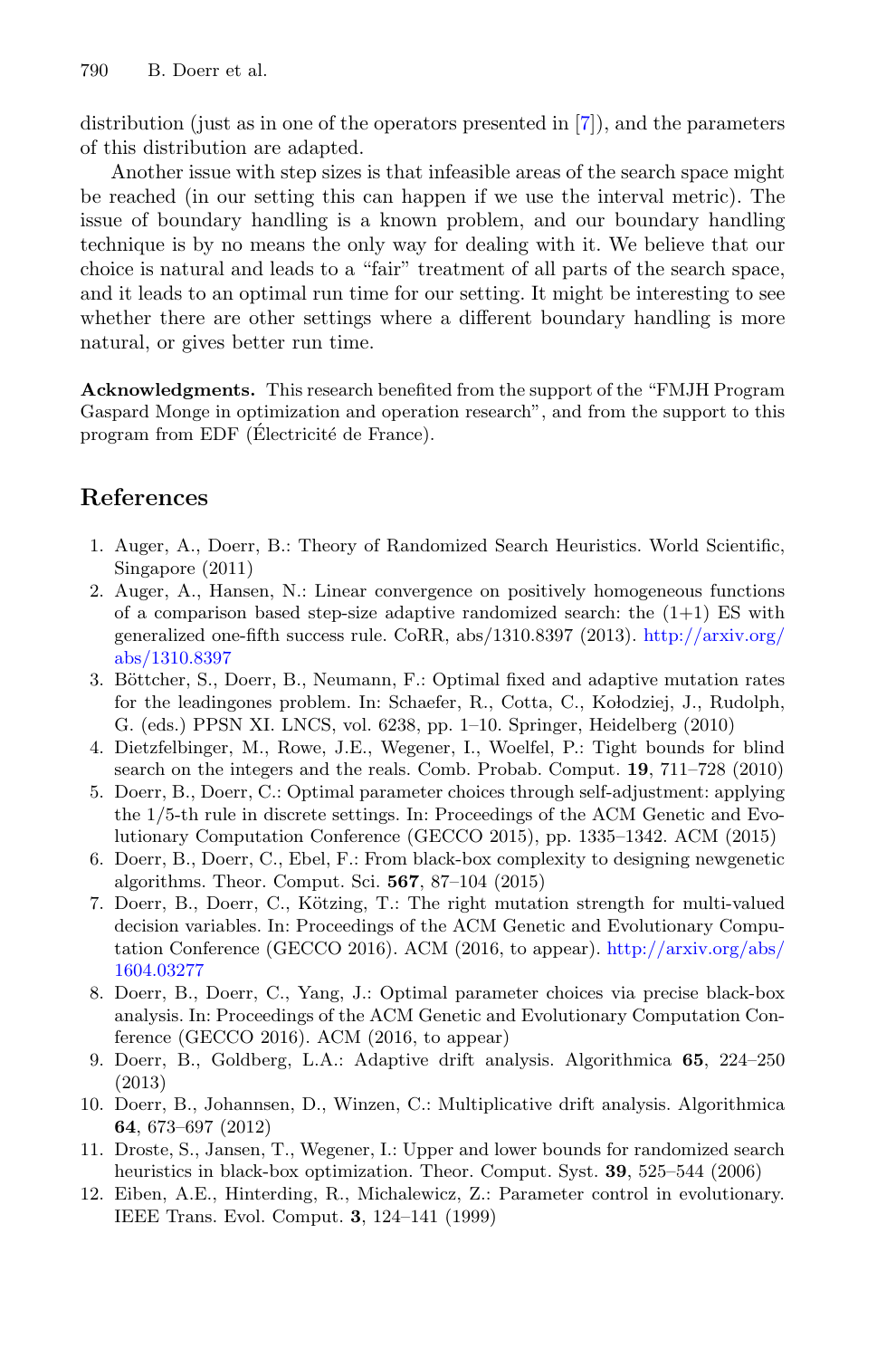distribution (just as in one of the operators presented in [7]), and the parameters of this distribution are adapted.

Another issue with step sizes is that infeasible areas of the search space might be reached (in our setting this can happen if we use the interval metric). The issue of boundary handling is a known problem, and our boundary handling technique is by no means the only way for dealing with it. We believe that our choice is natural and leads to a "fair" treatment of all parts of the search space, and it leads to an optimal run time for our setting. It might be interesting to see whether there are other settings where a different boundary handling is more natural, or gives better run time.

**Acknowledgments.** This research benefited from the support of the "FMJH Program Gaspard Monge in optimization and operation research", and from the support to this program from EDF (Électricité de France).

## References

1. Auger, A., Doerr, B.: Theory of Randomized Search Heuristics. World Scientific, Singapore (2011)
2. Auger, A., Hansen, N.: Linear convergence on positively homogeneous functions of a comparison based step-size adaptive randomized search: the (1+1) ES with generalized one-fifth success rule. CoRR, abs/1310.8397 (2013). http://arxiv.org/abs/1310.8397
3. Böttcher, S., Doerr, B., Neumann, F.: Optimal fixed and adaptive mutation rates for the leadingones problem. In: Schaefer, R., Cotta, C., Kołodziej, J., Rudolph, G. (eds.) PPSN XI. LNCS, vol. 6238, pp. 1–10. Springer, Heidelberg (2010)
4. Dietzfelbinger, M., Rowe, J.E., Wegener, I., Woelfel, P.: Tight bounds for blind search on the integers and the reals. Comb. Probab. Comput. **19**, 711–728 (2010)
5. Doerr, B., Doerr, C.: Optimal parameter choices through self-adjustment: applying the 1/5-th rule in discrete settings. In: Proceedings of the ACM Genetic and Evolutionary Computation Conference (GECCO 2015), pp. 1335–1342. ACM (2015)
6. Doerr, B., Doerr, C., Ebel, F.: From black-box complexity to designing newgenetic algorithms. Theor. Comput. Sci. **567**, 87–104 (2015)
7. Doerr, B., Doerr, C., Kötzing, T.: The right mutation strength for multi-valued decision variables. In: Proceedings of the ACM Genetic and Evolutionary Computation Conference (GECCO 2016). ACM (2016, to appear). http://arxiv.org/abs/1604.03277
8. Doerr, B., Doerr, C., Yang, J.: Optimal parameter choices via precise black-box analysis. In: Proceedings of the ACM Genetic and Evolutionary Computation Conference (GECCO 2016). ACM (2016, to appear)
9. Doerr, B., Goldberg, L.A.: Adaptive drift analysis. Algorithmica **65**, 224–250 (2013)
10. Doerr, B., Johannsen, D., Winzen, C.: Multiplicative drift analysis. Algorithmica **64**, 673–697 (2012)
11. Droste, S., Jansen, T., Wegener, I.: Upper and lower bounds for randomized search heuristics in black-box optimization. Theor. Comput. Syst. **39**, 525–544 (2006)
12. Eiben, A.E., Hinterding, R., Michalewicz, Z.: Parameter control in evolutionary. IEEE Trans. Evol. Comput. **3**, 124–141 (1999)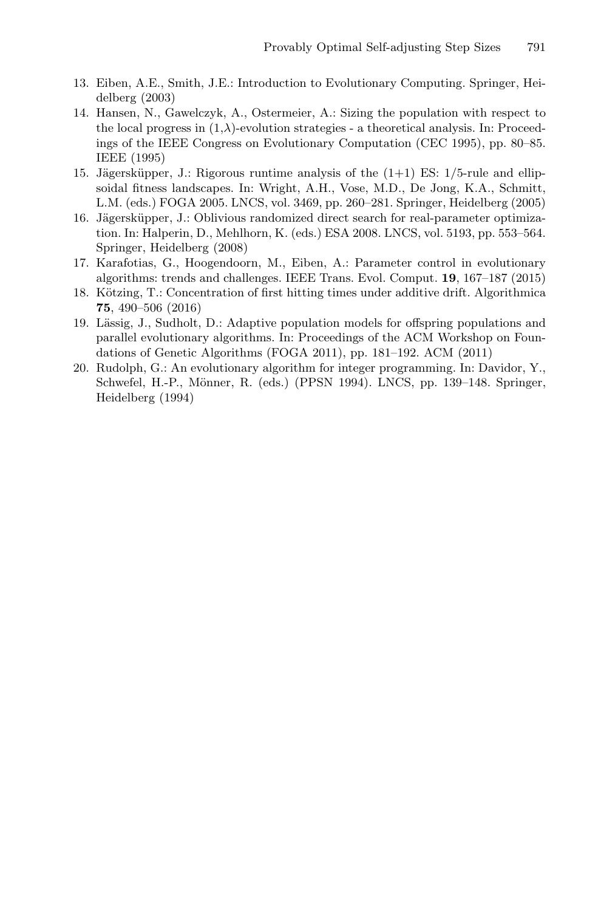13. Eiben, A.E., Smith, J.E.: Introduction to Evolutionary Computing. Springer, Heidelberg (2003)
14. Hansen, N., Gawelczyk, A., Ostermeier, A.: Sizing the population with respect to the local progress in $(1,\lambda)$-evolution strategies - a theoretical analysis. In: Proceedings of the IEEE Congress on Evolutionary Computation (CEC 1995), pp. 80–85. IEEE (1995)
15. Jägersküpper, J.: Rigorous runtime analysis of the (1+1) ES: 1/5-rule and ellipsoidal fitness landscapes. In: Wright, A.H., Vose, M.D., De Jong, K.A., Schmitt, L.M. (eds.) FOGA 2005. LNCS, vol. 3469, pp. 260–281. Springer, Heidelberg (2005)
16. Jägersküpper, J.: Oblivious randomized direct search for real-parameter optimization. In: Halperin, D., Mehlhorn, K. (eds.) ESA 2008. LNCS, vol. 5193, pp. 553–564. Springer, Heidelberg (2008)
17. Karafotias, G., Hoogendoorn, M., Eiben, A.: Parameter control in evolutionary algorithms: trends and challenges. IEEE Trans. Evol. Comput. **19**, 167–187 (2015)
18. Kötzing, T.: Concentration of first hitting times under additive drift. Algorithmica **75**, 490–506 (2016)
19. Lässig, J., Sudholt, D.: Adaptive population models for offspring populations and parallel evolutionary algorithms. In: Proceedings of the ACM Workshop on Foundations of Genetic Algorithms (FOGA 2011), pp. 181–192. ACM (2011)
20. Rudolph, G.: An evolutionary algorithm for integer programming. In: Davidor, Y., Schwefel, H.-P., Mönner, R. (eds.) (PPSN 1994). LNCS, pp. 139–148. Springer, Heidelberg (1994)